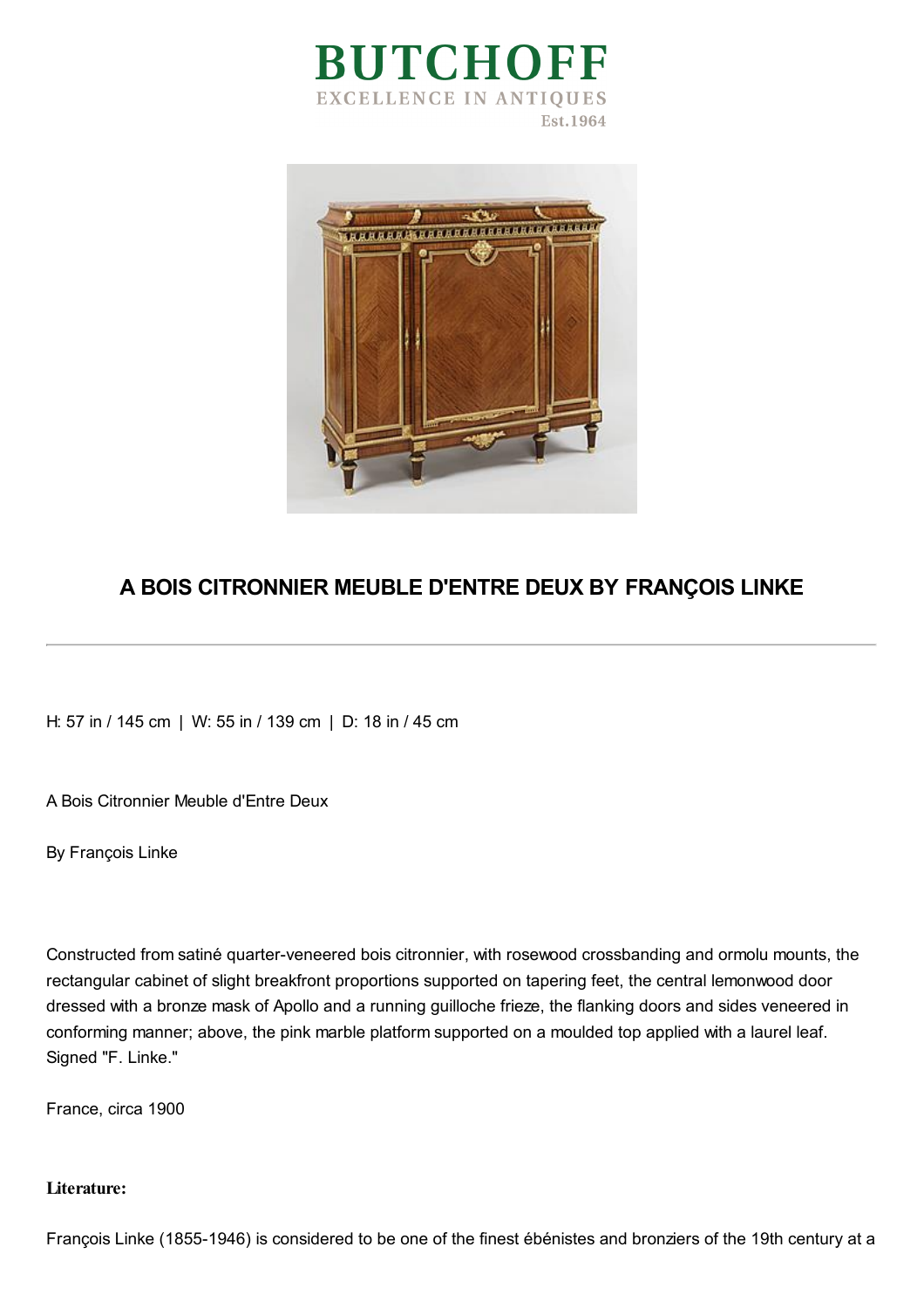# BUTCHOFF

EXCELLENCE IN ANTIQUES

Est.1964

## A BOIS CITRONNIER MEUBLE D'ENTRE DEUX BY FRANÇOIS LINKE

---

H: 57 in / 145 cm | W: 55 in / 139 cm | D: 18 in / 45 cm

A Bois Citronnier Meuble d'Entre Deux

By François Linke

Constructed from satiné quarter-veneered bois citronnier, with rosewood crossbanding and ormolu mounts, the rectangular cabinet of slight breakfront proportions supported on tapering feet, the central lemonwood door dressed with a bronze mask of Apollo and a running guilloche frieze, the flanking doors and sides veneered in conforming manner; above, the pink marble platform supported on a moulded top applied with a laurel leaf. Signed "F. Linke."

France, circa 1900

**Literature:**

François Linke (1855-1946) is considered to be one of the finest ébénistes and bronziers of the 19th century at a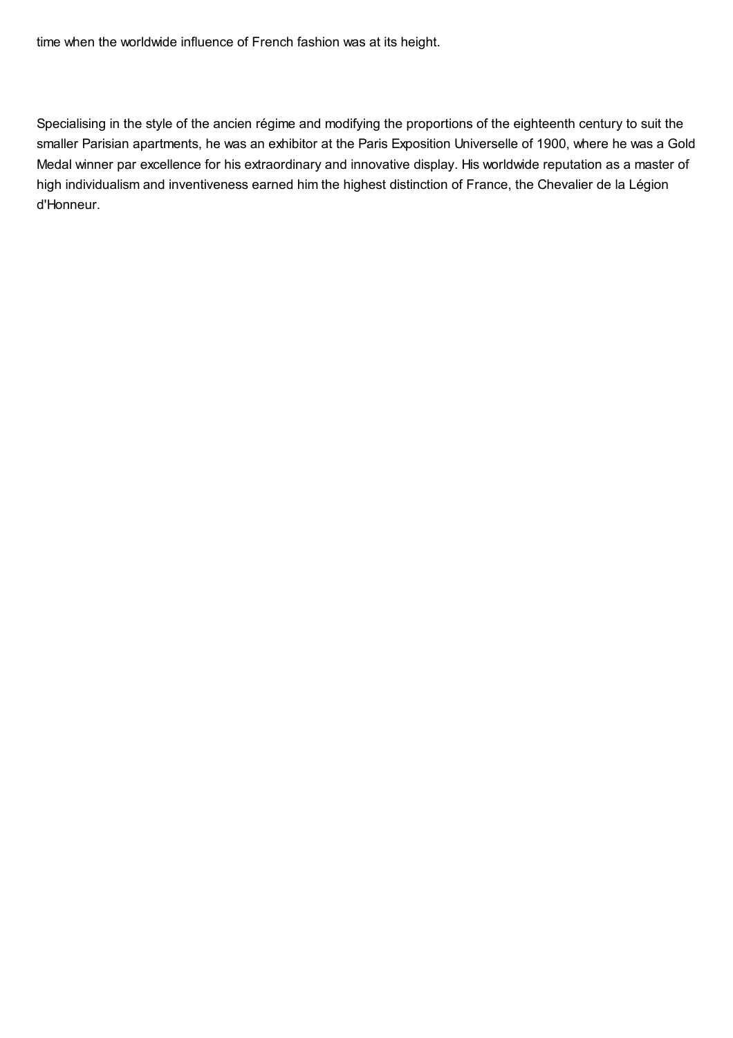time when the worldwide influence of French fashion was at its height.

Specialising in the style of the ancien régime and modifying the proportions of the eighteenth century to suit the smaller Parisian apartments, he was an exhibitor at the Paris Exposition Universelle of 1900, where he was a Gold Medal winner par excellence for his extraordinary and innovative display. His worldwide reputation as a master of high individualism and inventiveness earned him the highest distinction of France, the Chevalier de la Légion d'Honneur.